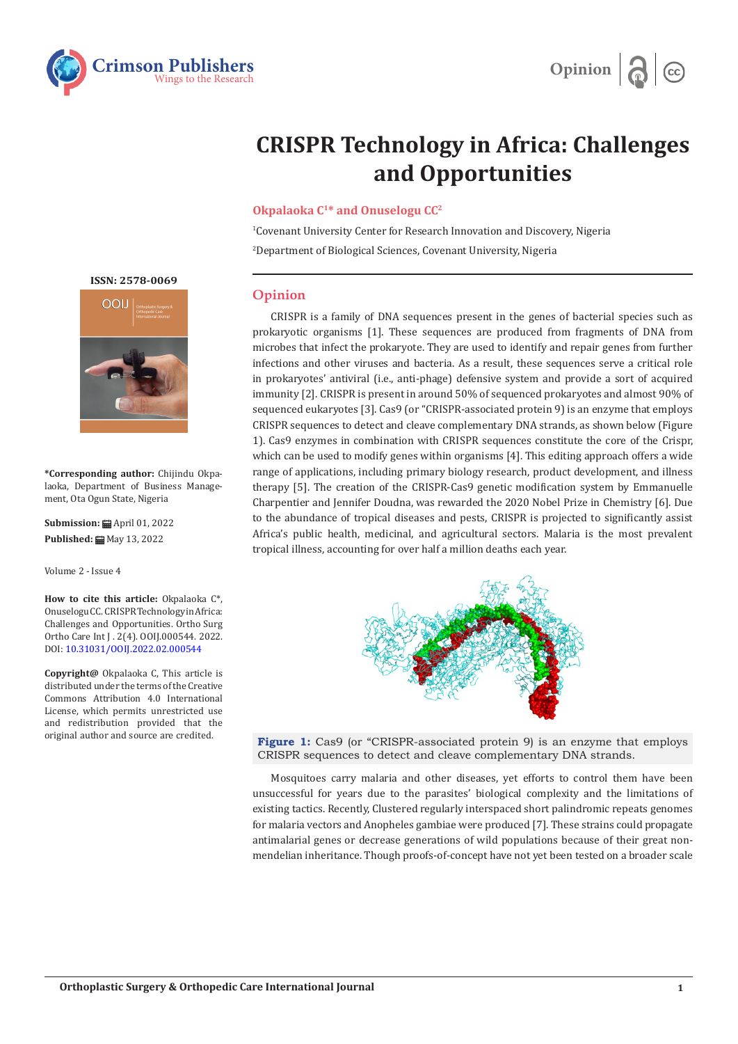# CRISPR Technology in Africa: Challenges and Opportunities

**Okpalaoka C[1]* and Onuselogu CC[2]**

[1]Covenant University Center for Research Innovation and Discovery, Nigeria

[2]Department of Biological Sciences, Covenant University, Nigeria

**ISSN: 2578-0069**

**\*Corresponding author:** Chijindu Okpalaoka, Department of Business Management, Ota Ogun State, Nigeria

**Submission:** April 01, 2022

**Published:** May 13, 2022

Volume 2 - Issue 4

**How to cite this article:** Okpalaoka C*, Onuselogu CC. CRISPR Technology in Africa: Challenges and Opportunities. Ortho Surg Ortho Care Int J . 2(4). OOIJ.000544. 2022. DOI: 10.31031/OOIJ.2022.02.000544

**Copyright@** Okpalaoka C, This article is distributed under the terms of the Creative Commons Attribution 4.0 International License, which permits unrestricted use and redistribution provided that the original author and source are credited.

## Opinion

CRISPR is a family of DNA sequences present in the genes of bacterial species such as prokaryotic organisms [1]. These sequences are produced from fragments of DNA from microbes that infect the prokaryote. They are used to identify and repair genes from further infections and other viruses and bacteria. As a result, these sequences serve a critical role in prokaryotes' antiviral (i.e., anti-phage) defensive system and provide a sort of acquired immunity [2]. CRISPR is present in around 50% of sequenced prokaryotes and almost 90% of sequenced eukaryotes [3]. Cas9 (or "CRISPR-associated protein 9) is an enzyme that employs CRISPR sequences to detect and cleave complementary DNA strands, as shown below (Figure 1). Cas9 enzymes in combination with CRISPR sequences constitute the core of the Crispr, which can be used to modify genes within organisms [4]. This editing approach offers a wide range of applications, including primary biology research, product development, and illness therapy [5]. The creation of the CRISPR-Cas9 genetic modification system by Emmanuelle Charpentier and Jennifer Doudna, was rewarded the 2020 Nobel Prize in Chemistry [6]. Due to the abundance of tropical diseases and pests, CRISPR is projected to significantly assist Africa's public health, medicinal, and agricultural sectors. Malaria is the most prevalent tropical illness, accounting for over half a million deaths each year.

**Figure 1:** Cas9 (or "CRISPR-associated protein 9) is an enzyme that employs CRISPR sequences to detect and cleave complementary DNA strands.

Mosquitoes carry malaria and other diseases, yet efforts to control them have been unsuccessful for years due to the parasites' biological complexity and the limitations of existing tactics. Recently, Clustered regularly interspaced short palindromic repeats genomes for malaria vectors and Anopheles gambiae were produced [7]. These strains could propagate antimalarial genes or decrease generations of wild populations because of their great non-mendelian inheritance. Though proofs-of-concept have not yet been tested on a broader scale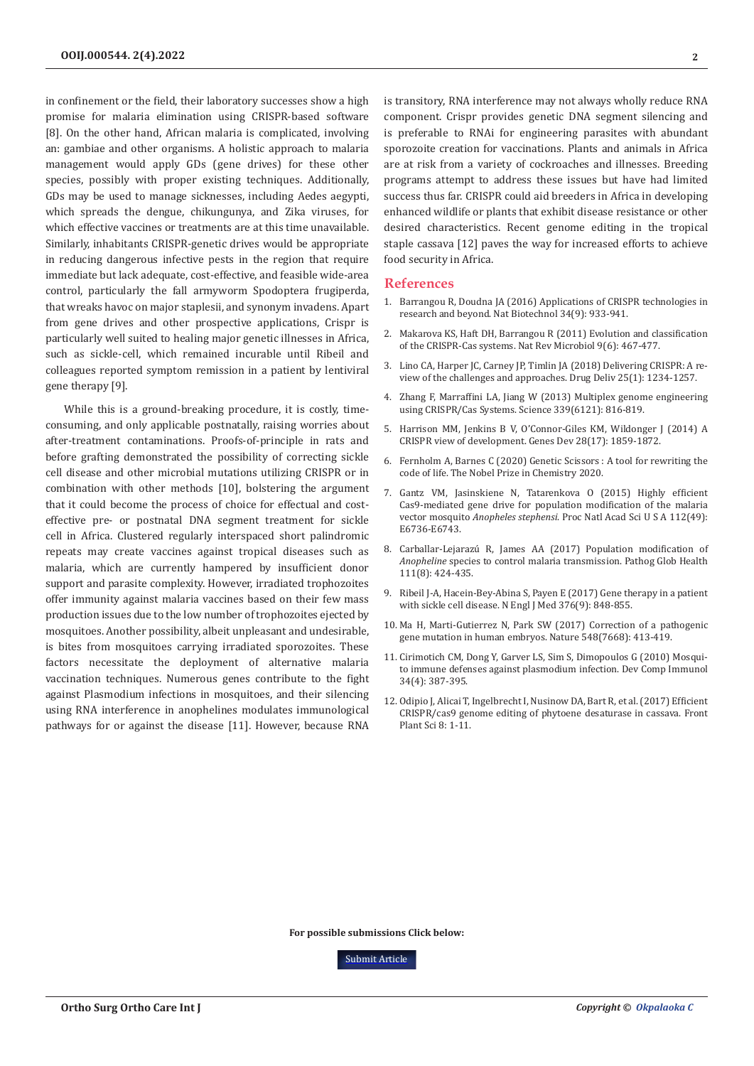in confinement or the field, their laboratory successes show a high promise for malaria elimination using CRISPR-based software [8]. On the other hand, African malaria is complicated, involving an: gambiae and other organisms. A holistic approach to malaria management would apply GDs (gene drives) for these other species, possibly with proper existing techniques. Additionally, GDs may be used to manage sicknesses, including Aedes aegypti, which spreads the dengue, chikungunya, and Zika viruses, for which effective vaccines or treatments are at this time unavailable. Similarly, inhabitants CRISPR-genetic drives would be appropriate in reducing dangerous infective pests in the region that require immediate but lack adequate, cost-effective, and feasible wide-area control, particularly the fall armyworm Spodoptera frugiperda, that wreaks havoc on major staplesii, and synonym invadens. Apart from gene drives and other prospective applications, Crispr is particularly well suited to healing major genetic illnesses in Africa, such as sickle-cell, which remained incurable until Ribeil and colleagues reported symptom remission in a patient by lentiviral gene therapy [9].

While this is a ground-breaking procedure, it is costly, time-consuming, and only applicable postnatally, raising worries about after-treatment contaminations. Proofs-of-principle in rats and before grafting demonstrated the possibility of correcting sickle cell disease and other microbial mutations utilizing CRISPR or in combination with other methods [10], bolstering the argument that it could become the process of choice for effectual and cost-effective pre- or postnatal DNA segment treatment for sickle cell in Africa. Clustered regularly interspaced short palindromic repeats may create vaccines against tropical diseases such as malaria, which are currently hampered by insufficient donor support and parasite complexity. However, irradiated trophozoites offer immunity against malaria vaccines based on their few mass production issues due to the low number of trophozoites ejected by mosquitoes. Another possibility, albeit unpleasant and undesirable, is bites from mosquitoes carrying irradiated sporozoites. These factors necessitate the deployment of alternative malaria vaccination techniques. Numerous genes contribute to the fight against Plasmodium infections in mosquitoes, and their silencing using RNA interference in anophelines modulates immunological pathways for or against the disease [11]. However, because RNA is transitory, RNA interference may not always wholly reduce RNA component. Crispr provides genetic DNA segment silencing and is preferable to RNAi for engineering parasites with abundant sporozoite creation for vaccinations. Plants and animals in Africa are at risk from a variety of cockroaches and illnesses. Breeding programs attempt to address these issues but have had limited success thus far. CRISPR could aid breeders in Africa in developing enhanced wildlife or plants that exhibit disease resistance or other desired characteristics. Recent genome editing in the tropical staple cassava [12] paves the way for increased efforts to achieve food security in Africa.

## References

1. Barrangou R, Doudna JA (2016) Applications of CRISPR technologies in research and beyond. Nat Biotechnol 34(9): 933-941.
2. Makarova KS, Haft DH, Barrangou R (2011) Evolution and classification of the CRISPR-Cas systems. Nat Rev Microbiol 9(6): 467-477.
3. Lino CA, Harper JC, Carney JP, Timlin JA (2018) Delivering CRISPR: A review of the challenges and approaches. Drug Deliv 25(1): 1234-1257.
4. Zhang F, Marraffini LA, Jiang W (2013) Multiplex genome engineering using CRISPR/Cas Systems. Science 339(6121): 816-819.
5. Harrison MM, Jenkins B V, O'Connor-Giles KM, Wildonger J (2014) A CRISPR view of development. Genes Dev 28(17): 1859-1872.
6. Fernholm A, Barnes C (2020) Genetic Scissors : A tool for rewriting the code of life. The Nobel Prize in Chemistry 2020.
7. Gantz VM, Jasinskiene N, Tatarenkova O (2015) Highly efficient Cas9-mediated gene drive for population modification of the malaria vector mosquito *Anopheles stephensi*. Proc Natl Acad Sci U S A 112(49): E6736-E6743.
8. Carballar-Lejarazú R, James AA (2017) Population modification of *Anopheline* species to control malaria transmission. Pathog Glob Health 111(8): 424-435.
9. Ribeil J-A, Hacein-Bey-Abina S, Payen E (2017) Gene therapy in a patient with sickle cell disease. N Engl J Med 376(9): 848-855.
10. Ma H, Marti-Gutierrez N, Park SW (2017) Correction of a pathogenic gene mutation in human embryos. Nature 548(7668): 413-419.
11. Cirimotich CM, Dong Y, Garver LS, Sim S, Dimopoulos G (2010) Mosquito immune defenses against plasmodium infection. Dev Comp Immunol 34(4): 387-395.
12. Odipio J, Alicai T, Ingelbrecht I, Nusinow DA, Bart R, et al. (2017) Efficient CRISPR/cas9 genome editing of phytoene desaturase in cassava. Front Plant Sci 8: 1-11.

**For possible submissions Click below:**

Submit Article